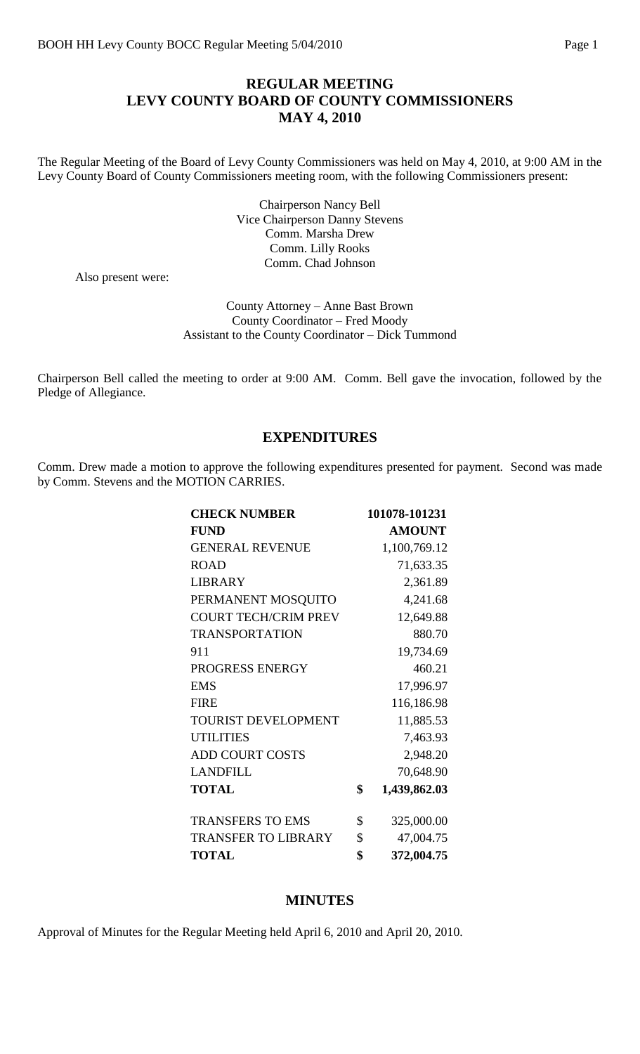# REGULAR MEETING
# LEVY COUNTY BOARD OF COUNTY COMMISSIONERS
# MAY 4, 2010

The Regular Meeting of the Board of Levy County Commissioners was held on May 4, 2010, at 9:00 AM in the Levy County Board of County Commissioners meeting room, with the following Commissioners present:

Chairperson Nancy Bell
Vice Chairperson Danny Stevens
Comm. Marsha Drew
Comm. Lilly Rooks
Comm. Chad Johnson

Also present were:

County Attorney – Anne Bast Brown
County Coordinator – Fred Moody
Assistant to the County Coordinator – Dick Tummond

Chairperson Bell called the meeting to order at 9:00 AM. Comm. Bell gave the invocation, followed by the Pledge of Allegiance.

## EXPENDITURES

Comm. Drew made a motion to approve the following expenditures presented for payment. Second was made by Comm. Stevens and the MOTION CARRIES.

| **CHECK NUMBER** | **101078-101231** |
|---|---|
| **FUND** | **AMOUNT** |
| GENERAL REVENUE | 1,100,769.12 |
| ROAD | 71,633.35 |
| LIBRARY | 2,361.89 |
| PERMANENT MOSQUITO | 4,241.68 |
| COURT TECH/CRIM PREV | 12,649.88 |
| TRANSPORTATION | 880.70 |
| 911 | 19,734.69 |
| PROGRESS ENERGY | 460.21 |
| EMS | 17,996.97 |
| FIRE | 116,186.98 |
| TOURIST DEVELOPMENT | 11,885.53 |
| UTILITIES | 7,463.93 |
| ADD COURT COSTS | 2,948.20 |
| LANDFILL | 70,648.90 |
| **TOTAL** | **$ 1,439,862.03** |
| | |
| TRANSFERS TO EMS | $ 325,000.00 |
| TRANSFER TO LIBRARY | $ 47,004.75 |
| **TOTAL** | **$ 372,004.75** |

## MINUTES

Approval of Minutes for the Regular Meeting held April 6, 2010 and April 20, 2010.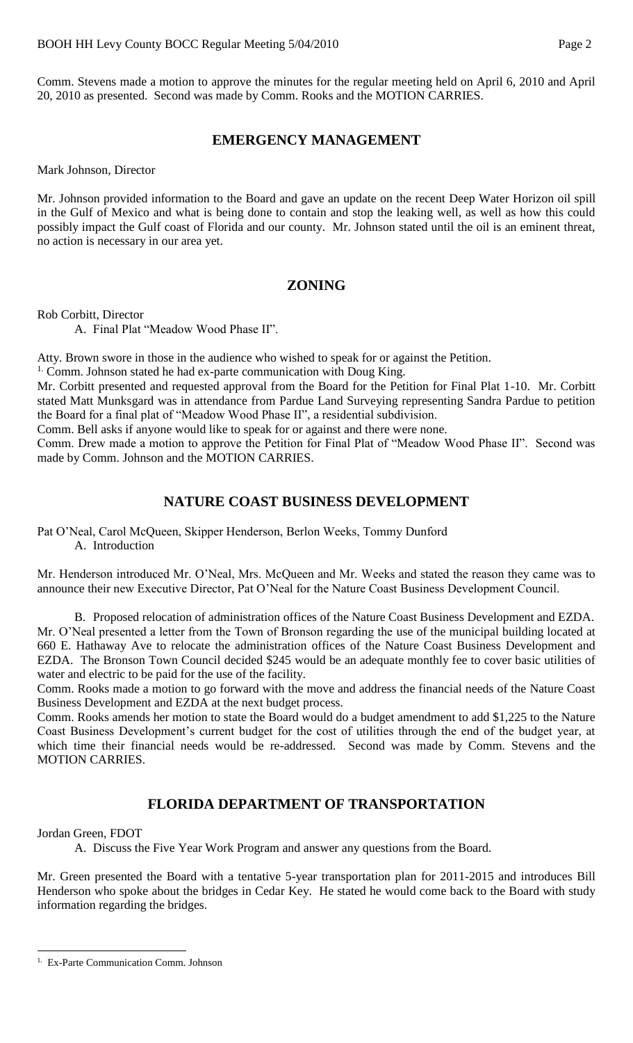Comm. Stevens made a motion to approve the minutes for the regular meeting held on April 6, 2010 and April 20, 2010 as presented. Second was made by Comm. Rooks and the MOTION CARRIES.

## EMERGENCY MANAGEMENT

Mark Johnson, Director

Mr. Johnson provided information to the Board and gave an update on the recent Deep Water Horizon oil spill in the Gulf of Mexico and what is being done to contain and stop the leaking well, as well as how this could possibly impact the Gulf coast of Florida and our county. Mr. Johnson stated until the oil is an eminent threat, no action is necessary in our area yet.

## ZONING

Rob Corbitt, Director

A. Final Plat "Meadow Wood Phase II".

Atty. Brown swore in those in the audience who wished to speak for or against the Petition.

[1] Comm. Johnson stated he had ex-parte communication with Doug King.

Mr. Corbitt presented and requested approval from the Board for the Petition for Final Plat 1-10. Mr. Corbitt stated Matt Munksgard was in attendance from Pardue Land Surveying representing Sandra Pardue to petition the Board for a final plat of "Meadow Wood Phase II", a residential subdivision.

Comm. Bell asks if anyone would like to speak for or against and there were none.

Comm. Drew made a motion to approve the Petition for Final Plat of "Meadow Wood Phase II". Second was made by Comm. Johnson and the MOTION CARRIES.

## NATURE COAST BUSINESS DEVELOPMENT

Pat O'Neal, Carol McQueen, Skipper Henderson, Berlon Weeks, Tommy Dunford

A. Introduction

Mr. Henderson introduced Mr. O'Neal, Mrs. McQueen and Mr. Weeks and stated the reason they came was to announce their new Executive Director, Pat O'Neal for the Nature Coast Business Development Council.

B. Proposed relocation of administration offices of the Nature Coast Business Development and EZDA.

Mr. O'Neal presented a letter from the Town of Bronson regarding the use of the municipal building located at 660 E. Hathaway Ave to relocate the administration offices of the Nature Coast Business Development and EZDA. The Bronson Town Council decided $245 would be an adequate monthly fee to cover basic utilities of water and electric to be paid for the use of the facility.

Comm. Rooks made a motion to go forward with the move and address the financial needs of the Nature Coast Business Development and EZDA at the next budget process.

Comm. Rooks amends her motion to state the Board would do a budget amendment to add $1,225 to the Nature Coast Business Development's current budget for the cost of utilities through the end of the budget year, at which time their financial needs would be re-addressed. Second was made by Comm. Stevens and the MOTION CARRIES.

## FLORIDA DEPARTMENT OF TRANSPORTATION

Jordan Green, FDOT

A. Discuss the Five Year Work Program and answer any questions from the Board.

Mr. Green presented the Board with a tentative 5-year transportation plan for 2011-2015 and introduces Bill Henderson who spoke about the bridges in Cedar Key. He stated he would come back to the Board with study information regarding the bridges.

---

[1] Ex-Parte Communication Comm. Johnson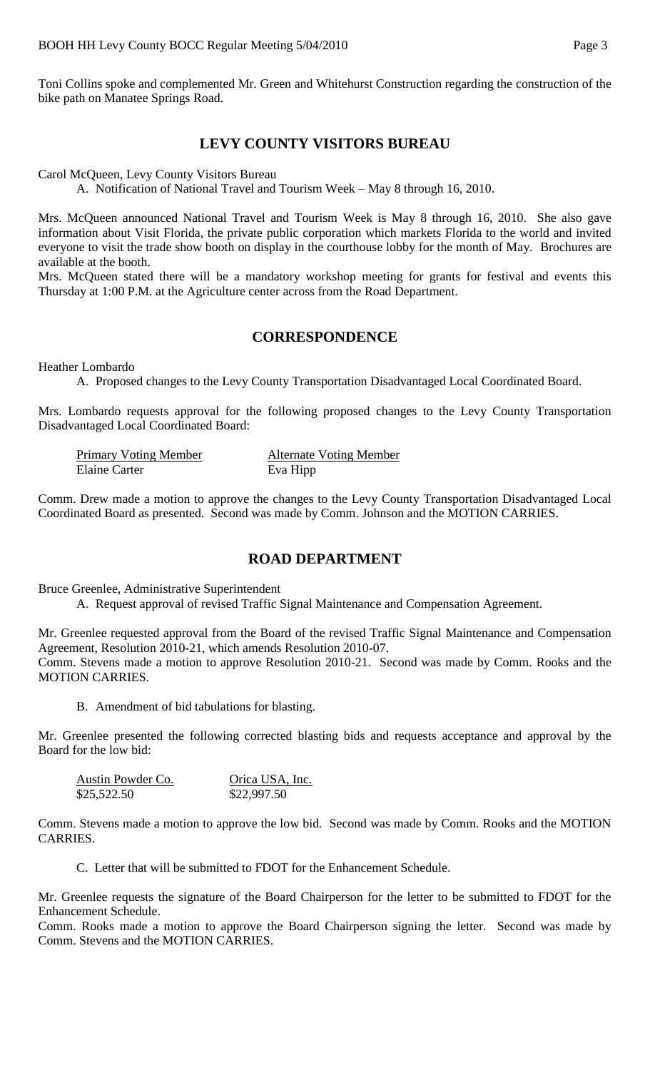Toni Collins spoke and complemented Mr. Green and Whitehurst Construction regarding the construction of the bike path on Manatee Springs Road.

## LEVY COUNTY VISITORS BUREAU

Carol McQueen, Levy County Visitors Bureau

A. Notification of National Travel and Tourism Week – May 8 through 16, 2010.

Mrs. McQueen announced National Travel and Tourism Week is May 8 through 16, 2010. She also gave information about Visit Florida, the private public corporation which markets Florida to the world and invited everyone to visit the trade show booth on display in the courthouse lobby for the month of May. Brochures are available at the booth.

Mrs. McQueen stated there will be a mandatory workshop meeting for grants for festival and events this Thursday at 1:00 P.M. at the Agriculture center across from the Road Department.

## CORRESPONDENCE

Heather Lombardo

A. Proposed changes to the Levy County Transportation Disadvantaged Local Coordinated Board.

Mrs. Lombardo requests approval for the following proposed changes to the Levy County Transportation Disadvantaged Local Coordinated Board:

| Primary Voting Member | Alternate Voting Member |
|---|---|
| Elaine Carter | Eva Hipp |

Comm. Drew made a motion to approve the changes to the Levy County Transportation Disadvantaged Local Coordinated Board as presented. Second was made by Comm. Johnson and the MOTION CARRIES.

## ROAD DEPARTMENT

Bruce Greenlee, Administrative Superintendent

A. Request approval of revised Traffic Signal Maintenance and Compensation Agreement.

Mr. Greenlee requested approval from the Board of the revised Traffic Signal Maintenance and Compensation Agreement, Resolution 2010-21, which amends Resolution 2010-07.

Comm. Stevens made a motion to approve Resolution 2010-21. Second was made by Comm. Rooks and the MOTION CARRIES.

B. Amendment of bid tabulations for blasting.

Mr. Greenlee presented the following corrected blasting bids and requests acceptance and approval by the Board for the low bid:

| Austin Powder Co. | Orica USA, Inc. |
|---|---|
| $25,522.50 | $22,997.50 |

Comm. Stevens made a motion to approve the low bid. Second was made by Comm. Rooks and the MOTION CARRIES.

C. Letter that will be submitted to FDOT for the Enhancement Schedule.

Mr. Greenlee requests the signature of the Board Chairperson for the letter to be submitted to FDOT for the Enhancement Schedule.

Comm. Rooks made a motion to approve the Board Chairperson signing the letter. Second was made by Comm. Stevens and the MOTION CARRIES.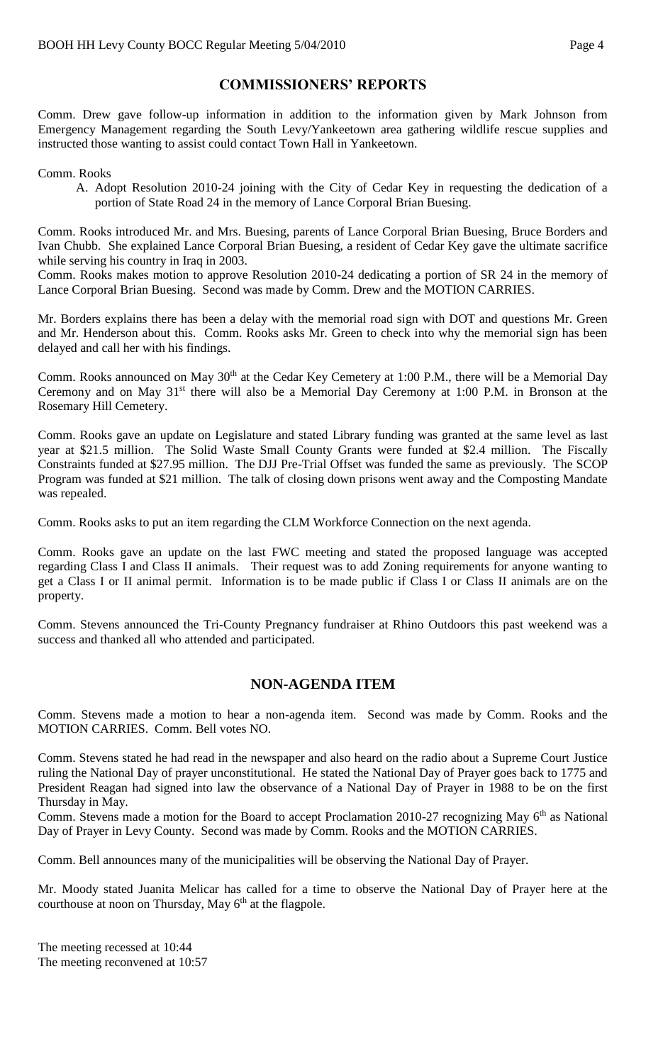## COMMISSIONERS' REPORTS

Comm. Drew gave follow-up information in addition to the information given by Mark Johnson from Emergency Management regarding the South Levy/Yankeetown area gathering wildlife rescue supplies and instructed those wanting to assist could contact Town Hall in Yankeetown.

Comm. Rooks

A. Adopt Resolution 2010-24 joining with the City of Cedar Key in requesting the dedication of a portion of State Road 24 in the memory of Lance Corporal Brian Buesing.

Comm. Rooks introduced Mr. and Mrs. Buesing, parents of Lance Corporal Brian Buesing, Bruce Borders and Ivan Chubb. She explained Lance Corporal Brian Buesing, a resident of Cedar Key gave the ultimate sacrifice while serving his country in Iraq in 2003.

Comm. Rooks makes motion to approve Resolution 2010-24 dedicating a portion of SR 24 in the memory of Lance Corporal Brian Buesing. Second was made by Comm. Drew and the MOTION CARRIES.

Mr. Borders explains there has been a delay with the memorial road sign with DOT and questions Mr. Green and Mr. Henderson about this. Comm. Rooks asks Mr. Green to check into why the memorial sign has been delayed and call her with his findings.

Comm. Rooks announced on May 30th at the Cedar Key Cemetery at 1:00 P.M., there will be a Memorial Day Ceremony and on May 31st there will also be a Memorial Day Ceremony at 1:00 P.M. in Bronson at the Rosemary Hill Cemetery.

Comm. Rooks gave an update on Legislature and stated Library funding was granted at the same level as last year at $21.5 million. The Solid Waste Small County Grants were funded at $2.4 million. The Fiscally Constraints funded at $27.95 million. The DJJ Pre-Trial Offset was funded the same as previously. The SCOP Program was funded at $21 million. The talk of closing down prisons went away and the Composting Mandate was repealed.

Comm. Rooks asks to put an item regarding the CLM Workforce Connection on the next agenda.

Comm. Rooks gave an update on the last FWC meeting and stated the proposed language was accepted regarding Class I and Class II animals. Their request was to add Zoning requirements for anyone wanting to get a Class I or II animal permit. Information is to be made public if Class I or Class II animals are on the property.

Comm. Stevens announced the Tri-County Pregnancy fundraiser at Rhino Outdoors this past weekend was a success and thanked all who attended and participated.

## NON-AGENDA ITEM

Comm. Stevens made a motion to hear a non-agenda item. Second was made by Comm. Rooks and the MOTION CARRIES. Comm. Bell votes NO.

Comm. Stevens stated he had read in the newspaper and also heard on the radio about a Supreme Court Justice ruling the National Day of prayer unconstitutional. He stated the National Day of Prayer goes back to 1775 and President Reagan had signed into law the observance of a National Day of Prayer in 1988 to be on the first Thursday in May.

Comm. Stevens made a motion for the Board to accept Proclamation 2010-27 recognizing May 6th as National Day of Prayer in Levy County. Second was made by Comm. Rooks and the MOTION CARRIES.

Comm. Bell announces many of the municipalities will be observing the National Day of Prayer.

Mr. Moody stated Juanita Melicar has called for a time to observe the National Day of Prayer here at the courthouse at noon on Thursday, May 6th at the flagpole.

The meeting recessed at 10:44
The meeting reconvened at 10:57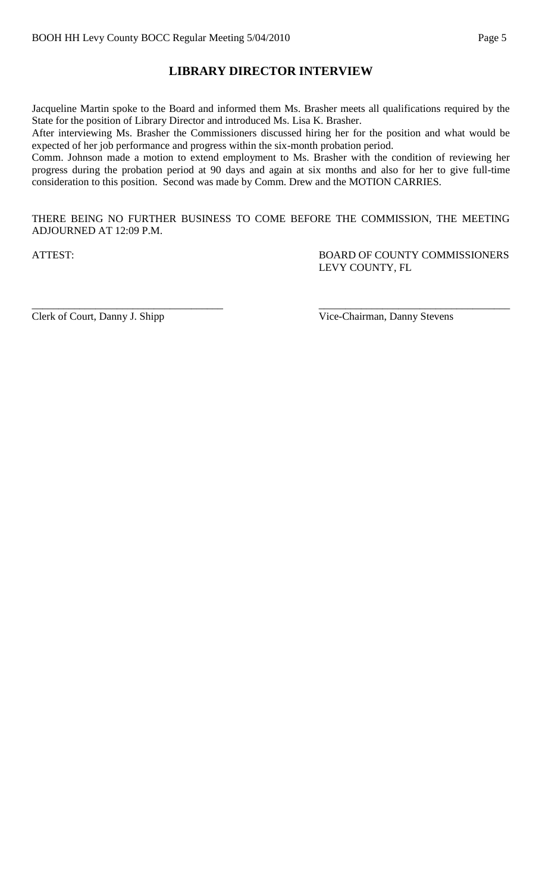## LIBRARY DIRECTOR INTERVIEW

Jacqueline Martin spoke to the Board and informed them Ms. Brasher meets all qualifications required by the State for the position of Library Director and introduced Ms. Lisa K. Brasher.

After interviewing Ms. Brasher the Commissioners discussed hiring her for the position and what would be expected of her job performance and progress within the six-month probation period.

Comm. Johnson made a motion to extend employment to Ms. Brasher with the condition of reviewing her progress during the probation period at 90 days and again at six months and also for her to give full-time consideration to this position. Second was made by Comm. Drew and the MOTION CARRIES.

THERE BEING NO FURTHER BUSINESS TO COME BEFORE THE COMMISSION, THE MEETING ADJOURNED AT 12:09 P.M.

ATTEST: BOARD OF COUNTY COMMISSIONERS LEVY COUNTY, FL

\_\_\_\_\_\_\_\_\_\_\_\_\_\_\_\_\_\_\_\_\_\_\_\_\_\_\_\_\_\_\_\_\_\_\_\_
Clerk of Court, Danny J. Shipp

\_\_\_\_\_\_\_\_\_\_\_\_\_\_\_\_\_\_\_\_\_\_\_\_\_\_\_\_\_\_\_\_\_\_\_\_
Vice-Chairman, Danny Stevens